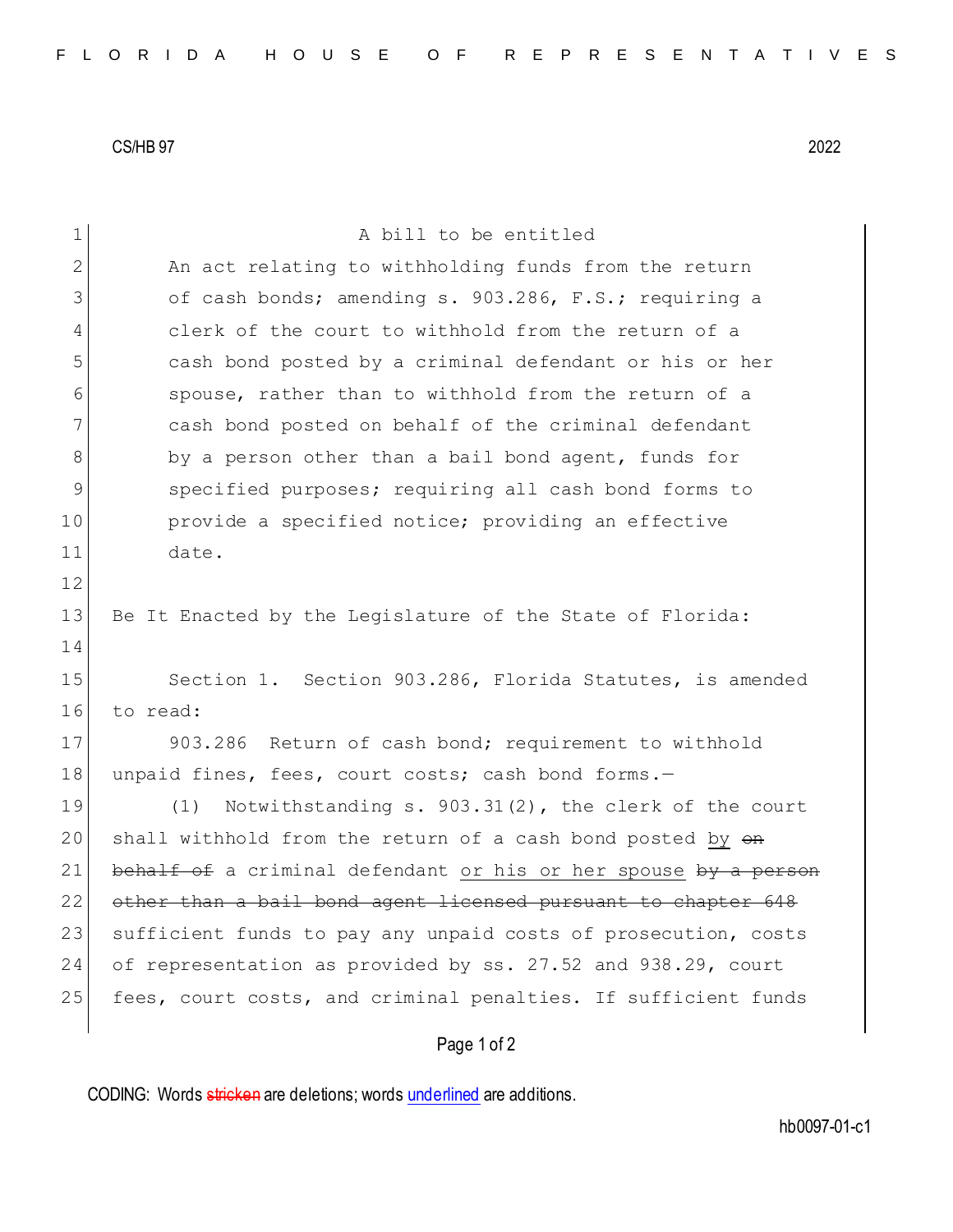CS/HB 97 2022

A bill to be entitled

An act relating to withholding funds from the return of cash bonds; amending s. 903.286, F.S.; requiring a clerk of the court to withhold from the return of a cash bond posted by a criminal defendant or his or her spouse, rather than to withhold from the return of a cash bond posted on behalf of the criminal defendant by a person other than a bail bond agent, funds for specified purposes; requiring all cash bond forms to provide a specified notice; providing an effective date.

Be It Enacted by the Legislature of the State of Florida:

Section 1. Section 903.286, Florida Statutes, is amended to read:

903.286 Return of cash bond; requirement to withhold unpaid fines, fees, court costs; cash bond forms.—

(1) Notwithstanding s. 903.31(2), the clerk of the court shall withhold from the return of a cash bond posted <u>by</u> ~~on behalf of~~ a criminal defendant <u>or his or her spouse</u> ~~by a person other than a bail bond agent licensed pursuant to chapter 648~~ sufficient funds to pay any unpaid costs of prosecution, costs of representation as provided by ss. 27.52 and 938.29, court fees, court costs, and criminal penalties. If sufficient funds

CODING: Words ~~stricken~~ are deletions; words <u>underlined</u> are additions.

hb0097-01-c1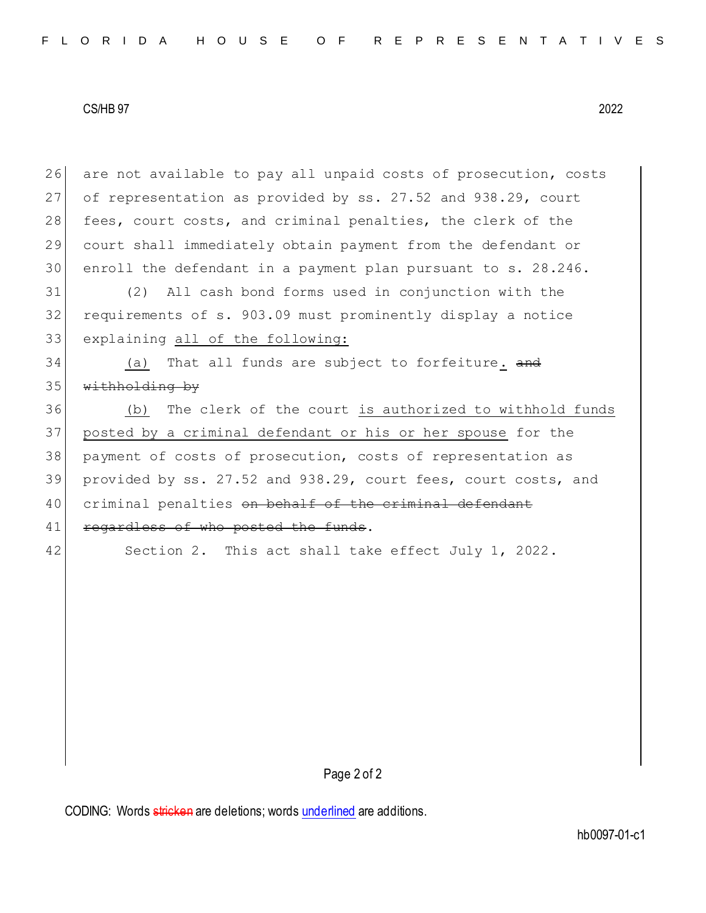are not available to pay all unpaid costs of prosecution, costs of representation as provided by ss. 27.52 and 938.29, court fees, court costs, and criminal penalties, the clerk of the court shall immediately obtain payment from the defendant or enroll the defendant in a payment plan pursuant to s. 28.246.

(2) All cash bond forms used in conjunction with the requirements of s. 903.09 must prominently display a notice explaining <u>all of the following:</u>

<u>(a)</u> That all funds are subject to forfeiture<u>.</u> ~~and withholding by~~

<u>(b)</u> The clerk of the court <u>is authorized to withhold funds posted by a criminal defendant or his or her spouse</u> for the payment of costs of prosecution, costs of representation as provided by ss. 27.52 and 938.29, court fees, court costs, and criminal penalties ~~on behalf of the criminal defendant regardless of who posted the funds~~.

Section 2. This act shall take effect July 1, 2022.

CODING: Words ~~stricken~~ are deletions; words <u>underlined</u> are additions.